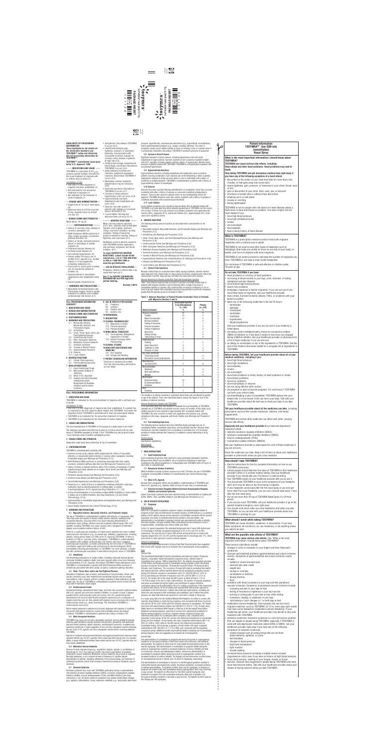**TOSYMRA**
(sumatriptan) nasal spray

**PACKAGE INSERT**

**HIGHLIGHTS OF PRESCRIBING INFORMATION**

These highlights do not include all the information needed to use TOSYMRA™ safely and effectively. See full prescribing information for TOSYMRA™.

TOSYMRA™ (sumatriptan) nasal spray
Initial U.S. Approval: 1992

**INDICATIONS AND USAGE**

TOSYMRA is a serotonin ($5\text{-}HT_{1B/1D}$) receptor agonist (triptan) indicated for the acute treatment of migraine with or without aura in adults. (1)

Limitations of Use:

- Use only if a clear diagnosis of migraine has been established. (1)
- Not indicated for the preventive treatment of migraine. (1)
- Not indicated for the treatment of cluster headache. (1)

**DOSAGE AND ADMINISTRATION**

- Single dose of 10 mg of nasal spray. (2)
- Maximum dose in a 24-hour period: 30 mg; separate doses by at least one hour. (2)

**DOSAGE FORMS AND STRENGTHS**

Nasal Spray: 10 mg (3)

**CONTRAINDICATIONS**

- History of coronary artery disease or coronary vasospasm (4)
- Wolff-Parkinson-White syndrome or other cardiac accessory conduction pathway disorders (4)
- History of stroke, transient ischemic attack, or hemiplegic or basilar migraine (4)
- Peripheral vascular disease (4)
- Ischemic bowel disease (4)
- Uncontrolled hypertension (4)
- Recent (within 24 hours) use of another 5-HT₁ agonist (e.g., another triptan) or of an ergotamine-containing medication (4)
- Concurrent or recent (past 2 weeks) use of monoamine oxidase-A inhibitor (4)
- Hypersensitivity to sumatriptan (angioedema and anaphylaxis seen) (4)
- Severe hepatic impairment (4)

**WARNINGS AND PRECAUTIONS**

- Myocardial ischemia/infarction and Prinzmetal's angina: Perform cardiac evaluation in patients with multiple cardiovascular risk factors. (5.1)
- Arrhythmias: Discontinue TOSYMRA if occurs. (5.2)
- Chest/throat/neck/jaw pain, tightness, pressure, or heaviness: Generally, not associated with myocardial ischemia; evaluate for coronary artery disease in patients at high risk. (5.3)
- Cerebral hemorrhage, subarachnoid hemorrhage, and stroke: Discontinue TOSYMRA if occurs. (5.4)
- Gastrointestinal ischemia and infarction events, peripheral vasospastic reactions: Discontinue TOSYMRA if occurs. (5.5)
- Medication overuse headache: Detoxification may be necessary. (5.6)
- Serotonin syndrome: Discontinue TOSYMRA if occurs. (5.7)
- Increase in blood pressure: Hypertensive crisis can occur. (5.8)
- Hypersensitivity reactions: Anaphylaxis and angioedema can occur. (5.9)
- Seizures: Use with caution in patients with epilepsy or a lowered seizure threshold. (5.10)
- Local Irritation: Burning and abnormal taste can occur. (5.11)

**ADVERSE REACTIONS**

Most common adverse reactions (≥2% and > placebo) with sumatriptan injection were: injection site reactions, tingling, dizziness/vertigo, warm/hot sensation, burning sensation, feeling of heaviness, pressure sensation, flushing, feeling of tightness, and numbness. (6.1)

Additional adverse adverse reactions with TOSYMRA include application site reactions, dysgeusia, and throat irritation. (6.1)

**To report SUSPECTED ADVERSE REACTIONS, contact Upsher-Smith Laboratories, LLC at 1-855-899-9180 or FDA at 1-800-FDA-1088 or www.fda.gov/medwatch.**

**USE IN SPECIFIC POPULATIONS**

Pregnancy: Based on animal data, may cause fetal harm. (8.1)

**See 17 for PATIENT COUNSELING INFORMATION and FDA-approved patient labeling.**

Revised: 1/2019

**FULL PRESCRIBING INFORMATION: CONTENTS\***

1 INDICATIONS AND USAGE
2 DOSAGE AND ADMINISTRATION
3 DOSAGE FORMS AND STRENGTHS
4 CONTRAINDICATIONS
5 WARNINGS AND PRECAUTIONS
5.1 Myocardial Ischemia, Myocardial Infarction, and Prinzmetal's Angina
5.2 Arrhythmias
5.3 Chest, Throat, Neck, and/or Jaw Pain/Tightness/Pressure
5.4 Cerebrovascular Events
5.5 Other Vasospasm Reactions
5.6 Medication Overuse Headache
5.7 Serotonin Syndrome
5.8 Increase in Blood Pressure
5.9 Hypersensitivity Reactions
5.10 Seizures
5.11 Local Irritation
6 ADVERSE REACTIONS
6.1 Clinical Trials Experience
6.2 Postmarketing Experience
7 DRUG INTERACTIONS
7.1 Ergot-Containing Drugs
7.2 Monoamine Oxidase-A Inhibitors
7.3 Other 5-HT₁ Agonists
7.4 Selective Serotonin Reuptake Inhibitors/Serotonin Norepinephrine Reuptake Inhibitors and Serotonin Syndrome
8 USE IN SPECIFIC POPULATIONS
8.1 Pregnancy
8.2 Lactation
8.4 Pediatric Use
8.5 Geriatric Use
10 OVERDOSAGE
11 DESCRIPTION
12 CLINICAL PHARMACOLOGY
12.1 Mechanism of Action
12.2 Pharmacodynamics
12.3 Pharmacokinetics
13 NONCLINICAL TOXICOLOGY
13.1 Carcinogenesis, Mutagenesis, Impairment of Fertility
13.2 Animal Toxicology and/or Pharmacology
14 CLINICAL STUDIES
16 HOW SUPPLIED/STORAGE AND HANDLING
16.1 How Supplied
16.2 Storage and Handling
17 PATIENT COUNSELING INFORMATION

\*Sections or subsections omitted from the full prescribing information are not listed.

**FULL PRESCRIBING INFORMATION**

**1 INDICATIONS AND USAGE**

TOSYMRA is indicated for the acute treatment of migraine with or without aura in adults.

Limitations of Use:

- Use only if a clear diagnosis of migraine has been established. If a patient has no response to the first migraine attack treated with TOSYMRA, reconsider the diagnosis before TOSYMRA is administered to treat any subsequent attacks.
- TOSYMRA is not indicated for the preventive treatment of migraine.
- TOSYMRA is not indicated for the treatment of cluster headache.

**2 DOSAGE AND ADMINISTRATION**

The recommended dose of TOSYMRA is 10 mg given as a single spray in one nostril. The maximum cumulative dose that may be given in a 24-hour period is 30 mg, with doses of TOSYMRA separated by at least 1 hour. TOSYMRA may also be given at least 1 hour following a dose of another sumatriptan product.

**3 DOSAGE FORMS AND STRENGTHS**

Single-dose nasal spray device delivering 10 mg of sumatriptan.

**4 CONTRAINDICATIONS**

TOSYMRA is contraindicated in patients with:

- Ischemic coronary artery disease (CAD) (angina pectoris, history of myocardial infarction, or documented silent ischemia) or coronary artery vasospasm, including Prinzmetal's angina *[see Warnings and Precautions (5.1)]*.
- Wolff-Parkinson-White syndrome or arrhythmias associated with other cardiac accessory conduction pathway disorders *[see Warnings and Precautions (5.2)]*.
- History of stroke or transient ischemic attack (TIA) or history of hemiplegic or basilar migraine because these patients are at a higher risk of stroke *[see Warnings and Precautions (5.4)]*.
- Peripheral vascular disease *[see Warnings and Precautions (5.5)]*.
- Ischemic bowel disease *[see Warnings and Precautions (5.5)]*.
- Uncontrolled hypertension *[see Warnings and Precautions (5.8)]*.
- Recent use (i.e., within 24 hours) of ergotamine-containing medication, ergot-type medication (such as dihydroergotamine or methysergide), or another 5-hydroxytryptamine₁ (5-HT₁) agonist *[see Drug Interactions (7.1, 7.3)]*.
- Concurrent administration of a monoamine oxidase (MAO)-A inhibitor or recent (within 2 weeks) use of an MAO-A inhibitor *[see Drug Interactions (7.2) and Clinical Pharmacology (12.3)]*.
- Hypersensitivity to sumatriptan (angioedema and anaphylaxis seen) *[see Warnings and Precautions (5.9)]*.
- Severe hepatic impairment *[see Clinical Pharmacology (12.3)]*.

**5 WARNINGS AND PRECAUTIONS**

**5.1 Myocardial Ischemia, Myocardial Infarction, and Prinzmetal's Angina**

The use of TOSYMRA is contraindicated in patients with ischemic or vasospastic CAD. There have been rare reports of serious cardiac adverse reactions, including acute myocardial infarction, occurring within a few hours following administration of sumatriptan. Some of these reactions occurred in patients without known CAD. 5-HT₁ agonists, including TOSYMRA, may cause coronary artery vasospasm (Prinzmetal's angina), even in patients without a history of CAD.

Perform a cardiovascular evaluation in triptan-naive patients who have multiple cardiovascular risk factors (e.g., increased age, diabetes, hypertension, smoking, obesity, strong family history of CAD) prior to receiving TOSYMRA. If there is evidence of CAD or coronary artery vasospasm, TOSYMRA is contraindicated. For patients with multiple cardiovascular risk factors who have a negative cardiovascular evaluation, consider administering the first dose of TOSYMRA in a medically supervised setting and performing an electrocardiogram (ECG) immediately following administration of TOSYMRA. For such patients, consider periodic cardiovascular evaluation in intermittent long-term users of TOSYMRA.

**5.2 Arrhythmias**

Life-threatening disturbances of cardiac rhythm, including ventricular tachycardia and ventricular fibrillation leading to death, have been reported within a few hours following the administration of 5-HT₁ agonists. Discontinue TOSYMRA if these disturbances occur. TOSYMRA is contraindicated in patients with Wolff-Parkinson-White syndrome or arrhythmias associated with other cardiac accessory conduction pathway disorders.

**5.3 Chest, Throat, Neck, and/or Jaw Pain/Tightness/Pressure**

Sensations of tightness, pain, pressure, and heaviness in the precordium, throat, neck, and jaw commonly occur after treatment with sumatriptan and are usually non-cardiac in origin. However, perform a cardiac evaluation if these patients are at high cardiac risk. The use of TOSYMRA is contraindicated in patients shown to have CAD and those with Prinzmetal's variant angina.

**5.4 Cerebrovascular Events**

Cerebral hemorrhage, subarachnoid hemorrhage, and stroke have occurred in patients treated with 5-HT₁ agonists, and some have resulted in fatalities. In a number of cases, it appears possible that the cerebrovascular events were primary, the 5-HT₁ agonist having been administered in the incorrect belief that the symptoms experienced were a consequence of migraine when they were not. Also, patients with migraine may be at increased risk of certain cerebrovascular events (e.g., stroke, hemorrhage, TIA). Discontinue TOSYMRA if a cerebrovascular event occurs.

Before treating headaches in patients not previously diagnosed with migraine or in patients who present with atypical symptoms, exclude other potentially serious neurological conditions. TOSYMRA is contraindicated in patients with a history of stroke or TIA.

**5.5 Other Vasospasm Reactions**

TOSYMRA may cause non-coronary vasospastic reactions, such as peripheral vascular ischemia, gastrointestinal vascular ischemia and infarction (presenting with abdominal pain and bloody diarrhea), splenic infarction, and Raynaud's syndrome. In patients who experience symptoms or signs suggestive of non-coronary vasospasm reaction following the use of any 5-HT₁ agonist, rule out a vasospastic reaction before receiving additional TOSYMRA.

Reports of transient and permanent blindness and significant partial vision loss have been reported with the use of 5-HT₁ agonists. Since visual disorders may be part of a migraine attack, a causal relationship between these events and the use of 5-HT₁ agonists have not been clearly established.

**5.6 Medication Overuse Headache**

Overuse of acute migraine drugs (e.g., ergotamine, triptans, opioids, or combination of these drugs for 10 or more days per month) may lead to exacerbation of headache (medication overuse headache). Medication overuse headache may present as migraine-like daily headaches, or as a marked increase in frequency of migraine attacks. Detoxification of patients, including withdrawal of the overused drugs, and treatment of withdrawal symptoms (which often includes a transient worsening of headache) may be necessary.

**5.7 Serotonin Syndrome**

Serotonin syndrome may occur with TOSYMRA, particularly during co-administration with selective serotonin reuptake inhibitors (SSRIs), serotonin norepinephrine reuptake inhibitors (SNRIs), tricyclic antidepressants (TCAs), and MAO inhibitors *[see Drug Interactions (7.4)]*. Serotonin syndrome symptoms may include mental status changes (e.g., agitation, hallucinations, coma), autonomic instability (e.g., tachycardia, labile blood pressure, hyperthermia), neuromuscular aberrations (e.g., hyperreflexia, incoordination), and/or gastrointestinal symptoms (e.g., nausea, vomiting, diarrhea). The onset of symptoms usually occurs within minutes to hours of receiving a new or a greater dose of a serotonergic medication. Discontinue TOSYMRA if serotonin syndrome is suspected.

**5.8 Increase in Blood Pressure**

Significant elevation in blood pressure, including hypertensive crisis with acute impairment of organ systems, has been reported on rare occasions in patients treated with 5-HT₁ agonists, including patients without a history of hypertension. Monitor blood pressure in patients treated with TOSYMRA. TOSYMRA is contraindicated in patients with uncontrolled hypertension.

**5.9 Hypersensitivity Reactions**

Hypersensitivity reactions, including angioedema and anaphylaxis, have occurred in patients receiving sumatriptan. Such reactions can be life threatening or fatal. In general, anaphylactic reactions to drugs are more likely to occur in individuals with a history of sensitivity to multiple allergens. TOSYMRA is contraindicated in patients with a history of hypersensitivity reaction to sumatriptan.

**5.10 Seizures**

Seizures have been reported following administration of sumatriptan. Some have occurred in patients with either a history of seizures or concurrent conditions predisposing to seizures. There are also reports in patients where no such predisposing factors are apparent. TOSYMRA should be used with caution in patients with a history of epilepsy or conditions associated with a lowered seizure threshold.

**5.11 Local Irritation**

Local irritative symptoms such as burning sensation were reported in approximately 46% of patients treated with TOSYMRA. Symptoms that affect the nasal cavity were reported in patients treated with TOSYMRA over the course of 6 months. Of these, the most common local irritative symptoms were application site reactions (38%), dysgeusia (21%), and throat irritation (6%). Approximately 95% of the cases were reported as mild or moderate in severity.

**6 ADVERSE REACTIONS**

The following serious adverse reactions are described below and elsewhere in the labeling:

- Myocardial Ischemia, Myocardial Infarction, and Prinzmetal's Angina *[see Warnings and Precautions (5.1)]*
- Arrhythmias *[see Warnings and Precautions (5.2)]*
- Chest, Throat, Neck, and/or Jaw Pain/Tightness/Pressure *[see Warnings and Precautions (5.3)]*
- Cerebrovascular Events *[see Warnings and Precautions (5.4)]*
- Other Vasospasm Reactions *[see Warnings and Precautions (5.5)]*
- Medication Overuse Headache *[see Warnings and Precautions (5.6)]*
- Serotonin Syndrome *[see Warnings and Precautions (5.7)]*
- Increase in Blood Pressure *[see Warnings and Precautions (5.8)]*
- Hypersensitivity Reactions *[see Contraindications (4), Warnings and Precautions (5.9)]*
- Seizures *[see Warnings and Precautions (5.10)]*
- Local Irritation *[see Warnings and Precautions (5.11)]*

**6.1 Clinical Trials Experience**

Because clinical trials are conducted under widely varying conditions, adverse reaction rates observed in the clinical trials of a drug cannot be directly compared with rates in the clinical trials of another drug and may not reflect the rates observed in practice.

*Adverse Reactions in Placebo-Controlled Trials with Sumatriptan Injection*

Table 1 lists adverse reactions that occurred in 2 placebo-controlled clinical trials in patients with migraine (Studies 2 and 3) following either a single 6 mg dose of sumatriptan injection or placebo. Only reactions that occurred at a frequency of 2% or more in groups treated with sumatriptan injection 6 mg and that occurred at a frequency greater than the placebo group are included in Table 1.

**Table 1: Adverse Reactions in Pooled Placebo-Controlled Trials in Patients with Migraine (Studies 2 and 3)**

| Adverse Reaction | Sumatriptan Injection 6 mg Subcutaneous (n = 547) % | Placebo (n = 370) % |
|---|---|---|
| Atypical sensations | 42 | 9 |
| Tingling | 14 | 3 |
| Warm/hot sensation | 11 | 4 |
| Burning sensation | 7 | <1 |
| Feeling of heaviness | 7 | 1 |
| Pressure sensation | 7 | 2 |
| Feeling of tightness | 5 | <1 |
| Numbness | 5 | 2 |
| Feeling strange | 2 | <1 |
| Tight feeling in head | 2 | <1 |
| Cardiovascular | | |
| Flushing | 7 | 2 |
| Chest discomfort | 5 | 1 |
| Tightness in chest | 3 | <1 |
| Pressure in chest | 2 | <1 |
| Ear, nose, and throat | | |
| Throat discomfort | 3 | <1 |
| Discomfort: nasal cavity/sinuses | 2 | <1 |
| Injection site reaction | 59 | 24 |
| Miscellaneous | | |
| Jaw discomfort | 2 | 0 |
| Musculoskeletal | | |
| Weakness | 5 | <1 |
| Neck pain/stiffness | 5 | <1 |
| Myalgia | 2 | <1 |
| Neurological | | |
| Dizziness/vertigo | 12 | 4 |
| Drowsiness/sedation | 3 | 2 |
| Headache | 2 | <1 |
| Skin | | |
| Sweating | 2 | 1 |

The incidence of adverse reactions in controlled clinical trials was not affected by gender or age of the patients. There were insufficient data to assess the impact of race on the incidence of adverse reactions.

*Adverse Reactions in Studies with TOSYMRA*

In an open-label study that was designed to evaluate the local tolerability of TOSYMRA, application site reactions were reported over the course of 6 months. In this study, local irritative symptoms occurred in approximately 46% of patients treated with TOSYMRA, the most common of which were application site reactions (e.g., burning sensation) in the nose, dysgeusia, and throat irritation *[see Warnings and Precautions (5.11)]*.

**6.2 Postmarketing Experience**

The following adverse reactions have been identified during post-approval use of sumatriptan tablets, sumatriptan nasal spray, and sumatriptan injection. Because these reactions are reported voluntarily from a population of uncertain size, it is not always possible to reliably estimate their frequency or establish a causal relationship to drug exposure.

*Cardiovascular*
Hypotension, palpitations.

*Neurological*
Dystonic reactions.

**7 DRUG INTERACTIONS**

**7.1 Ergot-Containing Drugs**

Ergot-containing drugs have been reported to cause prolonged vasospastic reactions. Because these effects may be additive, use of ergotamine-containing or ergot-type medications (like dihydroergotamine or methysergide) and TOSYMRA within 24 hours of each other is contraindicated.

**7.2 Monoamine Oxidase-A Inhibitors**

MAO-A inhibitors increase systemic exposure by 2-fold. Therefore, the use of TOSYMRA in patients receiving MAO-A inhibitors is contraindicated *[see Clinical Pharmacology (12.3)]*.

**7.3 Other 5-HT₁ Agonists**

Because their vasospastic effects may be additive, coadministration of TOSYMRA and other 5-HT₁ agonists (e.g., triptans) within 24 hours of each other is contraindicated.

**7.4 Selective Serotonin Reuptake Inhibitors/Serotonin Norepinephrine Reuptake Inhibitors and Serotonin Syndrome**

Cases of serotonin syndrome have been reported during co-administration of triptans and SSRIs, SNRIs, TCAs, and MAO inhibitors *[see Warnings and Precautions (5.7)]*.

**8 USE IN SPECIFIC POPULATIONS**

**8.1 Pregnancy**

*Risk Summary*

Data from a prospective pregnancy exposure registry and epidemiological studies of pregnant women have not detected an increased frequency of birth defects or a consistent pattern of birth defects among women exposed to sumatriptan compared with the general population (see Data). In developmental toxicity studies in rats and rabbits, oral administration of sumatriptan to pregnant animals was associated with embryolethality, fetal abnormalities, and pup mortality. When administered by the intravenous route to pregnant rabbits, sumatriptan was embryolethal (see Data).

In the U.S. general population, the estimated background risk of major birth defects and of miscarriage in clinically recognized pregnancies is 2% to 4% and 15% to 20%, respectively. The reported rate of major birth defects among deliveries to women with migraine ranged from 2.2% to 2.9% and the reported rate of miscarriage was 17%, which were similar to rates reported in women without migraine.

*Clinical Considerations*

*Disease-Associated Maternal and/or Embryo/Fetal Risk:* Several studies have suggested that women with migraine may be at increased risk of preeclampsia during pregnancy.

*Data*

*Human Data*

The Sumatriptan/Naratriptan/Treximet (sumatriptan and naproxen sodium) Pregnancy Registry, a population-based international prospective study, collected data for sumatriptan from January 1996 to September 2012. The Registry documented outcomes of 626 infants and fetuses exposed to sumatriptan during pregnancy (528 with earliest exposure during the first trimester, 78 during the second trimester, 16 during the third trimester, and 4 unknown). The occurrence of major birth defects (excluding fetal deaths and induced abortions without reported defects and all spontaneous pregnancy losses) during first-trimester exposure to sumatriptan was 4.2% (20/478 [95% CI: 2.6% to 6.5%]) and during any trimester of exposure was 4.2% (24/576 [95% CI: 2.7% to 6.2%]). The sample size in this study had 80% power to detect at least a 1.73- to 1.91-fold increase in the rate of major malformations. The number of exposed pregnancy outcomes accumulated during the registry was insufficient to support definitive conclusions about overall malformation risk or for making comparisons of the frequencies of specific birth defects. Of the 20 infants with reported birth defects after exposure to sumatriptan in the first trimester, 4 infants had ventricular septal defects, including one infant who was exposed to both sumatriptan and naratriptan, and 3 infants had pyloric stenosis. No other birth defect was reported for more than 2 infants in this group.

In a study using data from the Swedish Medical Birth Register, live births to women who reported using triptans or ergots during pregnancy were compared with those of women who did not. Of the 2,257 births with first-trimester exposure to sumatriptan, 107 infants were born with malformations (relative risk 0.99 [95% CI: 0.91 to 1.21]). A study using linked data from the Medical Birth Registry of Norway to the Norwegian Prescription Database compared pregnancy outcomes in women who redeemed prescriptions for triptans during pregnancy, as well as a migraine disease comparison group who redeemed prescriptions for sumatriptan before pregnancy only, compared with a population control group. Of the 415 women who redeemed prescriptions for sumatriptan during the first trimester, 15 had infants with major congenital malformations (OR 1.16 [95% CI: 0.69 to 1.94]) while for the 364 women who redeemed prescriptions for sumatriptan before, but not during, pregnancy, 20 had infants with major congenital malformations (OR 1.83 [95% CI: 1.17 to 2.88]), each compared with the population comparison group. Additional smaller observational studies evaluating use of sumatriptan during pregnancy have not suggested an increased risk of teratogenicity.

*Animal Data*

Oral administration of sumatriptan to pregnant rats during the period of organogenesis resulted in an increased incidence of fetal blood vessel (cervicothoracic and umbilical) abnormalities. The highest no-effect dose for embryofetal developmental toxicity in rats was 60 mg/kg/day. Oral administration of sumatriptan to pregnant rabbits during the period of organogenesis resulted in increased incidences of embryolethality and fetal cervicothoracic vascular and skeletal abnormalities. Intravenous administration of sumatriptan to pregnant rabbits during the period of organogenesis resulted in an increased incidence of embryolethality. The highest oral and intravenous no-effect doses for developmental toxicity in rabbits were 15 and 0.75 mg/kg/day, respectively.

Oral administration of sumatriptan to rats prior to and throughout gestation resulted in embryofetal toxicity (decreased body weight, decreased ossification, increased incidence of skeletal abnormalities). The highest no-effect dose was 50 mg/kg/day. In offspring of pregnant rats treated orally with sumatriptan during organogenesis, there was a decrease in pup survival. The highest no-effect dose for this effect was 60 mg/kg/day. Oral treatment of pregnant rats with sumatriptan during the latter part of gestation and throughout lactation resulted in a decrease in pup survival. The highest no-effect dose for this finding was 100 mg/kg/day.

**Patient Information**
**TOSYMRA™ (toe-SIM-rah)**
**(sumatriptan)**
**Nasal Spray**

**What is the most important information I should know about TOSYMRA?**

**TOSYMRA can cause serious side effects, including:**

**Heart attack and other heart problems. Heart problems may lead to death.**

**Stop taking TOSYMRA and get emergency medical help right away if you have any of the following symptoms of a heart attack:**

- discomfort in the center of your chest that lasts for more than a few minutes, or that goes away and comes back
- severe tightness, pain, pressure, or heaviness in your chest, throat, neck, or jaw
- pain or discomfort in your arms, back, neck, jaw, or stomach
- shortness of breath with or without chest discomfort
- breaking out in a cold sweat
- nausea or vomiting
- feeling lightheaded

TOSYMRA is not for people with risk factors for heart disease unless a heart exam is done and shows no problem. You have a higher risk for heart disease if you:

- have high blood pressure
- have high cholesterol levels
- smoke
- are overweight
- have diabetes
- have a family history of heart disease

**What is TOSYMRA?**

TOSYMRA is a prescription medicine used to treat acute migraine headaches with or without aura in adults.

TOSYMRA is not used to treat other types of headaches such as hemiplegic (that make you unable to move on one side of your body) or basilar (rare form of migraine with aura) migraines.

TOSYMRA is not used to prevent or decrease the number of migraines you have. TOSYMRA is not used to treat cluster headaches.

It is not known if TOSYMRA is safe and effective in children under 18 years of age.

**Do not take TOSYMRA if you have:**

- heart problems or a history of heart problems
- narrowing of blood vessels to your legs, arms, stomach, or kidney (peripheral vascular disease)
- uncontrolled high blood pressure
- severe liver problems
- hemiplegic migraines or basilar migraines. If you are not sure if you have these types of migraines, ask your healthcare provider.
- had a stroke, transient ischemic attacks (TIAs), or problems with your blood circulation
- taken any of the following medicines in the last 24 hours:
  - almotriptan
  - eletriptan
  - frovatriptan
  - naratriptan
  - rizatriptan
  - ergotamines
  - dihydroergotamine

Ask your healthcare provider if you are not sure if your medicine is listed above.

- are taking certain antidepressants, known as monoamine oxidase (MAO)-A inhibitors or it has been 2 weeks or less since you stopped taking a MAO-A inhibitor. Ask your healthcare provider or pharmacist for a list of these medicines if you are not sure.
- an allergy to sumatriptan or any of the ingredients in TOSYMRA. See the end of this Patient Information leaflet for a complete list of ingredients in TOSYMRA.

**Before taking TOSYMRA, tell your healthcare provider about all of your medical conditions, including if you:**

- have high blood pressure.
- have high cholesterol.
- have diabetes.
- smoke.
- are overweight.
- have heart problems or family history of heart problems or stroke.
- have kidney problems.
- have liver problems.
- have had epilepsy or seizures.
- are not using effective birth control.
- are pregnant or plan to become pregnant. It is not known if TOSYMRA can harm your unborn baby.
- are breastfeeding or plan to breastfeed. TOSYMRA passes into your breast milk. It is not known if this can harm your baby. Talk with your healthcare provider about the best way to feed your baby if you take TOSYMRA.

**Tell your healthcare provider about all the medicines you take,** including prescription and over-the-counter medicines, vitamins, and herbal supplements.

TOSYMRA and certain other medicines can affect each other, causing serious side effects.

**Especially tell your healthcare provider** if you take anti-depressant medicines called:

- selective serotonin reuptake inhibitors (SSRIs)
- serotonin norepinephrine reuptake inhibitors (SNRIs)
- tricyclic antidepressants (TCAs)
- monoamine oxidase inhibitors (MAOIs)

Ask your healthcare provider or pharmacist for a list of these medicines if you are not sure.

Know the medicines you take. Keep a list of them to show your healthcare provider or pharmacist when you get a new medicine.

**How should I take TOSYMRA?**

- See the Instructions for Use for complete information on how to use TOSYMRA nasal spray.
- Certain people should take their first dose of TOSYMRA in their healthcare provider's office or in another medical setting. Ask your healthcare provider if you should take your first dose in a medical setting.
- Use TOSYMRA exactly as your healthcare provider tells you to use it.
- You should take TOSYMRA as soon as the symptoms of your headache start, but it may be taken at any time during a migraine.
- If your headache comes back after the first nasal spray, or you only get some relief from your headache, you can use a second nasal spray 1 hour after the first nasal spray.
- Do not use more than 30 mg of TOSYMRA Nasal Spray in a 24-hour period.
- If you use too much TOSYMRA, call your healthcare provider or go to the nearest hospital emergency room right away.
- You should write down when you have headaches and when you take TOSYMRA, so you can talk with your healthcare provider about how TOSYMRA is working for you.

**What should I avoid while taking TOSYMRA?**

TOSYMRA can cause dizziness, weakness, or drowsiness. If you have these symptoms, do not drive a car, use machinery, or do anything where you need to be alert.

**What are the possible side effects of TOSYMRA?**

**TOSYMRA may cause serious side effects.** See "What is the most important information I should know about TOSYMRA?"

These serious side effects include:

- changes in color or sensation in your fingers and toes (Raynaud's syndrome)
- stomach and intestinal problems (gastrointestinal and colonic ischemic events). Symptoms of gastrointestinal and colonic ischemic events include:
  - sudden or severe stomach pain
  - stomach pain after meals
  - weight loss
  - nausea or vomiting
  - constipation or diarrhea
  - bloody diarrhea
  - fever
- problems with blood circulation to your legs and feet (peripheral vascular ischemia). Symptoms of peripheral vascular ischemia include:
  - cramping and pain in your legs or hips
  - feeling of heaviness or tightness in your leg muscles
  - burning or aching pain in your feet or toes while resting
  - numbness, tingling, or weakness in your legs
  - cold feeling or color changes in 1 or both legs or feet
- medication overuse headaches. Some people who use too much migraine medicine, such as TOSYMRA, for 10 or more days each month may have worse headaches (medication overuse headache). If your headaches get worse, your healthcare provider may decide to stop your treatment with TOSYMRA.
- serotonin syndrome. Serotonin syndrome is a rare but serious problem that can happen in people using TOSYMRA, especially if TOSYMRA is used with anti-depressant medicines called SSRIs or SNRIs. Call your healthcare provider right away if you have any of the following symptoms of serotonin syndrome:
  - mental changes such as seeing things that are not there (hallucinations), agitation, or coma
  - fast heartbeat
  - changes in blood pressure
  - high body temperature
  - tight muscles
  - trouble walking
- increased blood pressure including a sudden severe increase (hypertensive crisis) even if you have no history of high blood pressure
- hives (itchy bumps); swelling of your tongue, mouth, or throat
- seizures. Seizures have happened in people taking TOSYMRA who have never had seizures before. Talk with your healthcare provider about your chance of having seizures while you take TOSYMRA.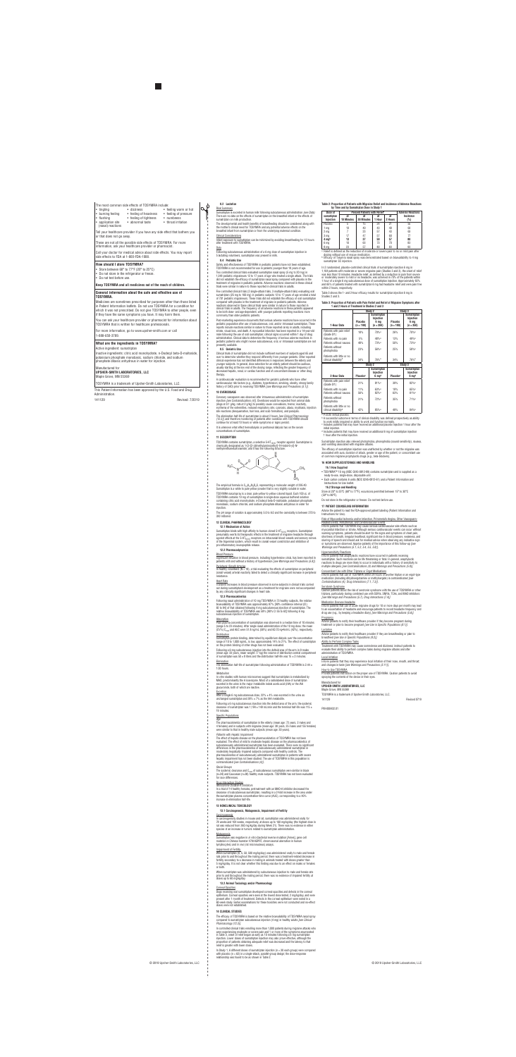The most common side effects of TOSYMRA include:

- tingling
- burning feeling
- flushing
- application site (nasal) reactions
- dizziness
- feeling of tiredness
- feeling of tightness
- abnormal taste
- feeling warm or hot
- feeling of pressure
- numbness
- throat irritation

Tell your healthcare provider if you have any side effect that bothers you or that does not go away.

These are not all the possible side effects of TOSYMRA. For more information, ask your healthcare provider or pharmacist.

Call your doctor for medical advice about side effects. You may report side effects to FDA at 1-800-FDA-1088.

**How should I store TOSYMRA?**

- Store between 68° to 77°F (20° to 25°C)
- Do not store in the refrigerator or freezer.
- Do not test before use.

**Keep TOSYMRA and all medicines out of the reach of children.**

**General information about the safe and effective use of TOSYMRA.**

Medicines are sometimes prescribed for purposes other than those listed in Patient Information leaflets. Do not use TOSYMRA for a condition for which it was not prescribed. Do not give TOSYMRA to other people, even if they have the same symptoms you have. It may harm them.

You can ask your healthcare provider or pharmacist for information about TOSYMRA that is written for healthcare professionals.

For more information, go to www.upsher-smith.com or call 1-888-650-3789.

**What are the ingredients in TOSYMRA?**

Active ingredient: sumatriptan

Inactive ingredients: citric acid monohydrate, n-Dodecyl beta-D-maltoside, potassium phosphate monobasic, sodium chloride, and sodium phosphate dibasic anhydrous in water for injection.

Manufactured for
**UPSHER-SMITH LABORATORIES, LLC**
Maple Grove, MN 55369

TOSYMRA is a trademark of Upsher-Smith Laboratories, LLC.

This Patient Information has been approved by the U.S. Food and Drug Administration.

141129 Revised: 7/2019

### 8.2 Lactation

Risk Summary

Sumatriptan is excreted in human milk following subcutaneous administration [see Data]. There are no data on the effects of sumatriptan on the breastfed infant or the effects of sumatriptan on milk production.

The developmental and health benefits of breastfeeding should be considered along with the mother's clinical need for TOSYMRA and any potential adverse effects on the breastfed infant from sumatriptan or from the underlying maternal condition.

Clinical Considerations

Infant exposure to sumatriptan can be minimized by avoiding breastfeeding for 12 hours after treatment with TOSYMRA.

Data

Following subcutaneous administration of a 6 mg dose of sumatriptan injection in 5 lactating volunteers, sumatriptan was present in milk.

### 8.4 Pediatric Use

Safety and effectiveness of TOSYMRA in pediatric patients have not been established. TOSYMRA is not recommended for use in patients younger than 18 years of age.

Two controlled clinical trials evaluated sumatriptan nasal spray (5 to 20 mg) in 1,248 pediatric migraineurs 12 to 17 years of age who treated a single attack. The trials did not establish the efficacy of sumatriptan nasal spray compared with placebo in the treatment of migraine in pediatric patients. Adverse reactions observed in these clinical trials were similar in nature to those reported in clinical trials in adults.

Five controlled clinical trials (2 single-attack trials, 3 multiple-attack trials) evaluating oral sumatriptan (25 to 100 mg) in pediatric patients 12 to 17 years of age enrolled a total of 701 pediatric migraineurs. These trials did not establish the efficacy of oral sumatriptan compared with placebo in the treatment of migraine in pediatric patients. Adverse reactions observed in these clinical trials were similar in nature to those reported in clinical trials in adults. The frequency of all adverse reactions in these patients appeared to be both dose- and age-dependent, with younger patients reporting reactions more commonly than older pediatric patients.

Postmarketing experience documents that serious adverse reactions have occurred in the pediatric population after use of subcutaneous, oral, and/or intranasal sumatriptan. These reports include reactions similar in nature to those reported rarely in adults, including stroke, visual loss, and death. A myocardial infarction has been reported in a 14-year-old male following the use of oral sumatriptan; clinical signs occurred within 1 day of drug administration. Clinical data to determine the frequency of serious adverse reactions in pediatric patients who might receive subcutaneous, oral, or intranasal sumatriptan are not presently available.

### 8.5 Geriatric Use

Clinical trials of sumatriptan did not include sufficient numbers of subjects aged 65 and over to determine whether they respond differently from younger patients. Other reported clinical experience has not identified differences in responses between the elderly and younger patients. In general, dose selection for an elderly patient should be cautious, usually starting at the low end of the dosing range, reflecting the greater frequency of decreased hepatic, renal, or cardiac function and of concomitant disease or other drug therapy.

A cardiovascular evaluation is recommended for geriatric patients who have other cardiovascular risk factors (e.g., diabetes, hypertension, smoking, obesity, strong family history of CAD) prior to receiving TOSYMRA [see Warnings and Precautions (5.1)].

## 10 OVERDOSAGE

Coronary vasospasm was observed after intravenous administration of sumatriptan injection [see Contraindications (4)]. Overdoses would be expected from animal data (dogs at 0.1 g/kg, rats at 2 g/kg) to possibly cause convulsions, tremor, inactivity, erythema of the extremities, reduced respiratory rate, cyanosis, ataxia, mydriasis, injection site reactions (desquamation, hair loss, and scab formation), and paralysis.

The elimination half-life of sumatriptan is about 2 hours [see Clinical Pharmacology (12.3)], and therefore monitoring of patients after overdose with TOSYMRA should continue for at least 10 hours or while symptoms or signs persist.

It is unknown what effect hemodialysis or peritoneal dialysis has on the serum concentrations of sumatriptan.

## 11 DESCRIPTION

TOSYMRA contains sumatriptan, a selective 5-$HT_{1B/1D}$ receptor agonist. Sumatriptan is chemically designated as 1-[3-[2-(dimethylamino)ethyl]-1H-indol-5-yl]-N-methylmethanesulfonamide, and it has the following structure:

The empirical formula is $C_{14}H_{21}N_3O_2S$, representing a molecular weight of 295.40. Sumatriptan is a white to pale yellow powder that is very slightly soluble in water.

TOSYMRA nasal spray is a clear, pale yellow to yellow colored liquid. Each 100 mcL of TOSYMRA contains 10 mg of sumatriptan in a single-dose aqueous buffered solution containing citric acid monohydrate, n-Dodecyl beta-D-maltoside, potassium phosphate monobasic, sodium chloride, and sodium phosphate dibasic anhydrous in water for injection.

The pH range of solution is approximately 5.0 to 6.0 and the osmolality is between 372 to 390 mOsmol.

## 12 CLINICAL PHARMACOLOGY

### 12.1 Mechanism of Action

Sumatriptan binds with high affinity to human cloned 5-$HT_{1B/1D}$ receptors. Sumatriptan presumably exerts its therapeutic effects in the treatment of migraine headache through agonist effects at the 5-$HT_{1B/1D}$ receptors on intracranial blood vessels and sensory nerves of the trigeminal system, which result in cranial vessel constriction and inhibition of pro-inflammatory neuropeptide release.

### 12.2 Pharmacodynamics

Blood Pressure

Significant elevation in blood pressure, including hypertensive crisis, has been reported in patients with and without a history of hypertension [see Warnings and Precautions (5.8)].

Peripheral (Small) Arteries

In healthy volunteers (N = 18), a trial evaluating the effects of sumatriptan on peripheral (small vessel) arterial reactivity failed to detect a clinically significant increase in peripheral resistance.

Heart Rate

Transient increases in blood pressure observed in some subjects in clinical trials carried out during sumatriptan's development as a treatment for migraine were not accompanied by any clinically significant changes in heart rate.

### 12.3 Pharmacokinetics

Following nasal administration of 10 mg TOSYMRA in 73 healthy subjects, the relative bioavailability of TOSYMRA was approximately 87% (90% confidence interval [CI]: 80 to 94) of that obtained following 4 mg subcutaneous injection of sumatriptan. The relative bioavailability of TOSYMRA was 58% (90% CI 55 to 62) following 6 mg subcutaneous injection of sumatriptan.

Absorption

Peak plasma concentration of sumatriptan was observed in a median time of 10 minutes (range 5 to 20 minutes) after single nasal administration of the 10 mg dose. The mean $C_{max}$ and AUC were 61.8 ng/mL and 90.59 ng·hr/mL, respectively.

Distribution

Sumatriptan protein binding, determined by equilibrium dialysis over the concentration range of 10 to 1,000 ng/mL, is low, approximately 14% to 21%. The effect of sumatriptan on the protein binding of other drugs has not been evaluated.

Following a 6-mg subcutaneous injection into the deltoid area of the arm in 9 males (mean age: 33 years, mean weight: 77 kg) the volume of distribution central compartment of sumatriptan was 50 ± 8 liters and the distribution half-life was 15 ± 2 minutes.

Elimination

The elimination half-life of sumatriptan following administration of TOSYMRA is 2.44 ± 1.00 hours.

Metabolism

In vitro studies with human microsomes suggest that sumatriptan is metabolized by MAO, predominantly the A isoenzyme. Most of a radiolabeled dose of sumatriptan excreted in the urine is the major metabolite indole acetic acid (IAA) or the IAA glucuronide, both of which are inactive.

Excretion

After a single 6-mg subcutaneous dose, 22% ± 4% was excreted in the urine as unchanged sumatriptan and 38% ± 7% as the IAA metabolite.

Following a 6-mg subcutaneous injection into the deltoid area of the arm, the systemic clearance of sumatriptan was 1,194 ± 149 mL/min and the terminal half-life was 115 ± 19 minutes.

Specific Populations

Age

The pharmacokinetics of sumatriptan in the elderly (mean age: 72 years, 2 males and 4 females) and in subjects with migraine (mean age: 38 years, 25 males and 155 females) were similar to that in healthy male subjects (mean age: 30 years).

Patients with Hepatic Impairment

The effect of hepatic disease on the pharmacokinetics of TOSYMRA has not been evaluated. The effect of mild to moderate hepatic disease on the pharmacokinetics of subcutaneously administered sumatriptan has been evaluated. There were no significant differences in the pharmacokinetics of subcutaneously administered sumatriptan in moderately hepatically impaired subjects compared with healthy controls. The pharmacokinetics of subcutaneously administered sumatriptan in patients with severe hepatic impairment has not been studied. The use of TOSYMRA in this population is contraindicated [see Contraindications (4)].

Racial Groups

The systemic clearance and $C_{max}$ of subcutaneous sumatriptan were similar in black (n = 34) and Caucasian (n = 38) healthy male subjects. TOSYMRA has not been evaluated for race differences.

Drug Interaction Studies

Monoamine Oxidase-A Inhibitors

In a study of 14 healthy females, pretreatment with an MAO-A inhibitor decreased the clearance of subcutaneous sumatriptan, resulting in a 2-fold increase in the area under the sumatriptan plasma concentration-time curve (AUC), corresponding to a 40% increase in elimination half-life.

## 13 NONCLINICAL TOXICOLOGY

### 13.1 Carcinogenesis, Mutagenesis, Impairment of Fertility

Carcinogenesis

In carcinogenicity studies in mouse and rat, sumatriptan was administered orally for 78 weeks and 104 weeks, respectively, at doses up to 160 mg/kg/day (the highest dose in rat was reduced from 360 mg/kg/day during Week 21). There was no evidence in either species of an increase in tumors related to sumatriptan administration.

Mutagenesis

Sumatriptan was negative in in vitro (bacterial reverse mutation [Ames], gene cell mutation in Chinese hamster V79/HGPRT, chromosomal aberration in human lymphocytes) and in vivo (rat micronucleus) assays.

Impairment of Fertility

When sumatriptan (5, 50, 500 mg/kg/day) was administered orally to male and female rats prior to and throughout the mating period, there was a treatment-related decrease in fertility secondary to a decrease in mating in animals treated with doses greater than 5 mg/kg/day. It is not clear whether this finding was due to an effect on males or females or both.

When sumatriptan was administered by subcutaneous injection to male and female rats prior to and throughout the mating period, there was no evidence of impaired fertility at doses up to 60 mg/kg/day.

### 13.2 Animal Toxicology and/or Pharmacology

Corneal Opacities

Dogs receiving oral sumatriptan developed corneal opacities and defects in the corneal epithelium. Corneal opacities were seen at the lowest dose tested, 2 mg/kg/day, and were present after 1 month of treatment. Defects in the corneal epithelium were noted in a 60-week study. Earlier examinations for these toxicities were not conducted and no-effect doses were not established.

## 14 CLINICAL STUDIES

The efficacy of TOSYMRA is based on the relative bioavailability of TOSYMRA nasal spray compared to sumatriptan subcutaneous injection (4 mg) in healthy adults [see Clinical Pharmacology (12.3)].

In controlled clinical trials enrolling more than 1,000 patients during migraine attacks who were experiencing moderate or severe pain and 1 or more of the symptoms enumerated in Table 3, onset of relief began as early as 10 minutes following a 6 mg subcutaneous injection. Lower doses of sumatriptan injection may also prove effective, although the proportion of patients obtaining adequate relief was decreased and the latency to that relief is greater with lower doses.

In Study 1, 6 different doses of sumatriptan injection (n = 30 each group) were compared with placebo (n = 62) in a single-attack, parallel-group design; the dose-response relationship was found to be as shown in Table 2.

**Table 2: Proportion of Patients with Migraine Relief and Incidence of Adverse Reactions by Time and by Sumatriptan Dose in Study 1**

| Dose of sumatriptan injection | Percent Patients with Relief[a] | | | | Adverse Reactions Incidence (%) |
|---|---|---|---|---|---|
| | at 10 Minutes | at 30 Minutes | at 1 Hour | at 2 Hours | |
| Placebo | 5 | 3 | 24 | 21 | 55 |
| 1 mg | 10 | 40 | 43 | 40 | 63 |
| 2 mg | 7 | 23 | 57 | 43 | 63 |
| 3 mg | 17 | 47 | 57 | 60 | 77 |
| 4 mg[b] | 13 | 37 | 50 | 57 | 80 |
| 6 mg | 10 | 63 | 73 | 70 | 83 |
| 8 mg | 23 | 57 | 80 | 83 | 93 |

[a] Relief is defined as the reduction of moderate or severe pain to no or mild pain after dosing without use of rescue medication.
[b] Efficacy of Tosymra nasal spray was demonstrated based on bioavailability to 4 mg sumatriptan SC injection.

In 2 randomized, placebo-controlled clinical trials of sumatriptan injection 6 mg in 1,104 patients with moderate or severe migraine pain (Studies 2 and 3), the onset of relief was less than 10 minutes. Headache relief, as defined by a reduction in pain from severe or moderately severe to mild or no headache, was achieved in 70% of the patients within 1 hour of a single 6-mg subcutaneous dose of sumatriptan injection. Approximately 82% and 65% of patients treated with sumatriptan 6 mg had headache relief and were pain free within 2 hours, respectively.

Table 3 shows the 1- and 2-hour efficacy results for sumatriptan injection 6 mg in Studies 2 and 3.

**Table 3: Proportion of Patients with Pain Relief and Relief of Migraine Symptoms after 1 and 2 Hours of Treatment in Studies 2 and 3**

| 1-Hour Data | Study 2 | | Study 3 | |
|---|---|---|---|---|
| | Placebo (n = 190) | Sumatriptan Injection 6 mg (n = 384) | Placebo (n = 180) | Sumatriptan Injection 6 mg (n = 350) |
| Patients with pain relief (Grade 0/1) | 18% | 70%[a] | 26% | 70%[a] |
| Patients with no pain | 5% | 48%[a] | 13% | 49%[a] |
| Patients without nausea | 48% | 73%[a] | 50% | 73%[a] |
| Patients without photophobia | 23% | 56%[a] | 25% | 58%[a] |
| Patients with little or no clinical disability[b] | 34% | 76%[a] | 34% | 76%[a] |
| **2-Hour Data** | **Placebo[c]** | **Sumatriptan Injection 6 mg[d]** | **Placebo[c]** | **Sumatriptan Injection 6 mg[d]** |
| Patients with pain relief (Grade 0/1) | 31% | 81%[a] | 39% | 82%[a] |
| Patients with no pain | 11% | 63%[a] | 19% | 65%[a] |
| Patients without nausea | 56% | 82%[a] | 63% | 81%[a] |
| Patients without photophobia | 31% | 72%[a] | 35% | 71%[a] |
| Patients with little or no clinical disability[b] | 42% | 85%[a] | 49% | 84%[a] |

[a] $P<0.05$ versus placebo.
[b] A successful outcome in terms of clinical disability was defined prospectively as ability to work mildly impaired or ability to work and function normally.
[c] Includes patients that may have received an additional placebo injection 1 hour after the initial injection.
[d] Includes patients that may have received an additional 6 mg of sumatriptan injection 1 hour after the initial injection.

Sumatriptan injection also relieved photophobia, phonophobia (sound sensitivity), nausea, and vomiting associated with migraine attacks.

The efficacy of sumatriptan injection was unaffected by whether or not the migraine was associated with aura, duration of attack, gender or age of the patient, or concomitant use of common migraine prophylactic drugs (e.g., beta-blockers).

## 16 HOW SUPPLIED/STORAGE AND HANDLING

### 16.1 How Supplied

- TOSYMRA™ 10 mg (NDC 0245-0913-00) nasal spray is supplied as a ready-to-use, single-dose, disposable unit.
- Each carton contains 6 units (NDC 0245-0913-01) and a Patient Information and Instructions for Use leaflet.

### 16.2 Storage and Handling

Store at 20° to 25°C (68° to 77°F); excursions permitted between 15° to 30°C (59° to 86°F).

Do not store in the refrigerator or freezer. Do not test before use.

## 17 PATIENT COUNSELING INFORMATION

Advise the patient to read the FDA-approved patient labeling (Patient Information and Instructions for Use).

Risk of Myocardial Ischemia and/or Infarction, Prinzmetal's Angina, Other Vasospasm-Related Events, Arrhythmias, and Cerebrovascular Events

Inform patients that TOSYMRA may cause serious cardiovascular side effects such as myocardial infarction or stroke. Although serious cardiovascular events can occur without warning symptoms, patients should be alert for the signs and symptoms of chest pain, shortness of breath, irregular heartbeat, significant rise in blood pressure, weakness, and slurring of speech and should ask for medical advice when any indicative sign or symptoms are observed. Apprise patients of the importance of this follow-up [see Warnings and Precautions (5.1, 5.2, 5.4, 5.5, 5.8)].

Anaphylactic/Anaphylactoid Reactions

Inform patients that anaphylactic/anaphylactoid reactions have occurred in patients receiving sumatriptan. Such reactions can be life threatening or fatal. In general, anaphylactic reactions to drugs are more likely to occur in individuals with a history of sensitivity to multiple allergens [see Contraindications (4), and Warnings and Precautions (5.9)].

Concomitant Use with Other Triptans or Ergot Medications

Inform patients that use of TOSYMRA within 24 hours of another triptan or an ergot-type medication (including dihydroergotamine or methysergide) is contraindicated [see Contraindications (4), Drug Interactions (7.1, 7.3)].

Serotonin Syndrome

Caution patients about the risk of serotonin syndrome with the use of TOSYMRA or other triptans, particularly during combined use with SSRIs, SNRIs, TCAs, and MAO inhibitors [see Warnings and Precautions (5.7), Drug Interactions (7.4)].

Medication Overuse Headache

Inform patients that use of acute migraine drugs for 10 or more days per month may lead to an exacerbation of headache and encourage patients to record headache frequency and drug use (e.g., by keeping a headache diary) [see Warnings and Precautions (5.6)].

Pregnancy

Advise patients to notify their healthcare provider if they become pregnant during treatment or plan to become pregnant [see Use in Specific Populations (8.1)].

Lactation

Advise patients to notify their healthcare provider if they are breastfeeding or plan to breastfeed [see Use in Specific Populations (8.2)].

Ability to Perform Complex Tasks

Treatment with TOSYMRA may cause somnolence and dizziness; instruct patients to evaluate their ability to perform complex tasks during migraine attacks and after administration of TOSYMRA.

Local Irritation

Inform patients that they may experience local irritation of their nose, mouth, and throat and changes in taste [see Warnings and Precautions (5.11)].

How to Use TOSYMRA

Provide patients instruction on the proper use of TOSYMRA. Caution patients to avoid spraying the contents of the device in their eyes.

Manufactured for
**UPSHER-SMITH LABORATORIES, LLC**
Maple Grove, MN 55369

TOSYMRA is a trademark of Upsher-Smith Laboratories, LLC.

141129 Revised 8/19